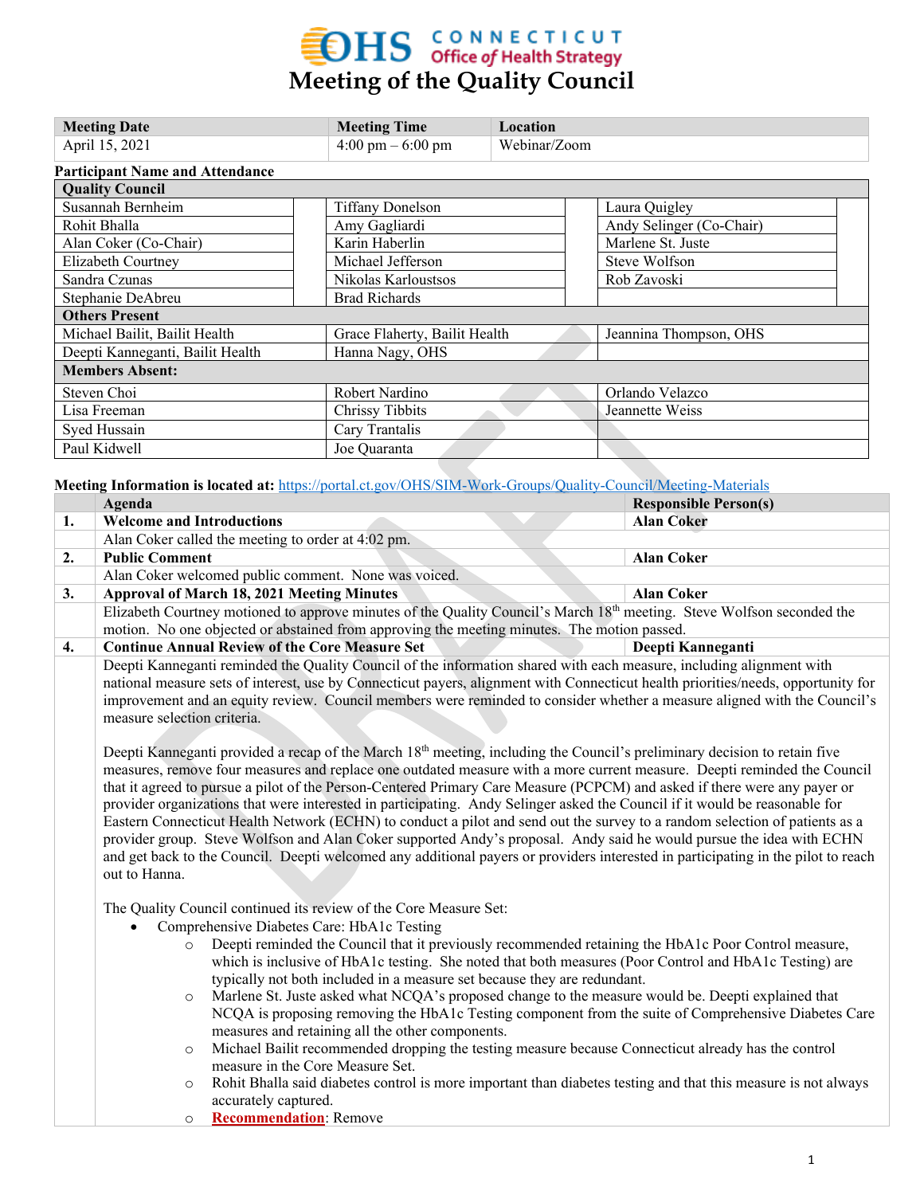# Meeting of the Quality Council

CONNECTICUT Office of Health Strategy

| Meeting Date | Meeting Time | Location |
|---|---|---|
| April 15, 2021 | 4:00 pm – 6:00 pm | Webinar/Zoom |

**Participant Name and Attendance**

| Quality Council | | | | | |
|---|---|---|---|---|---|
| Susannah Bernheim | | Tiffany Donelson | | Laura Quigley | |
| Rohit Bhalla | | Amy Gagliardi | | Andy Selinger (Co-Chair) | |
| Alan Coker (Co-Chair) | | Karin Haberlin | | Marlene St. Juste | |
| Elizabeth Courtney | | Michael Jefferson | | Steve Wolfson | |
| Sandra Czunas | | Nikolas Karloustsos | | Rob Zavoski | |
| Stephanie DeAbreu | | Brad Richards | | | |

| Others Present | | |
|---|---|---|
| Michael Bailit, Bailit Health | Grace Flaherty, Bailit Health | Jeannina Thompson, OHS |
| Deepti Kanneganti, Bailit Health | Hanna Nagy, OHS | |

| Members Absent: | | |
|---|---|---|
| Steven Choi | Robert Nardino | Orlando Velazco |
| Lisa Freeman | Chrissy Tibbits | Jeannette Weiss |
| Syed Hussain | Cary Trantalis | |
| Paul Kidwell | Joe Quaranta | |

**Meeting Information is located at:** https://portal.ct.gov/OHS/SIM-Work-Groups/Quality-Council/Meeting-Materials

| | Agenda | Responsible Person(s) |
|---|---|---|
| **1.** | **Welcome and Introductions** | **Alan Coker** |
| | Alan Coker called the meeting to order at 4:02 pm. | |
| **2.** | **Public Comment** | **Alan Coker** |
| | Alan Coker welcomed public comment. None was voiced. | |
| **3.** | **Approval of March 18, 2021 Meeting Minutes** | **Alan Coker** |
| | Elizabeth Courtney motioned to approve minutes of the Quality Council's March 18th meeting. Steve Wolfson seconded the motion. No one objected or abstained from approving the meeting minutes. The motion passed. | |
| **4.** | **Continue Annual Review of the Core Measure Set** | **Deepti Kanneganti** |

Deepti Kanneganti reminded the Quality Council of the information shared with each measure, including alignment with national measure sets of interest, use by Connecticut payers, alignment with Connecticut health priorities/needs, opportunity for improvement and an equity review. Council members were reminded to consider whether a measure aligned with the Council's measure selection criteria.

Deepti Kanneganti provided a recap of the March 18th meeting, including the Council's preliminary decision to retain five measures, remove four measures and replace one outdated measure with a more current measure. Deepti reminded the Council that it agreed to pursue a pilot of the Person-Centered Primary Care Measure (PCPCM) and asked if there were any payer or provider organizations that were interested in participating. Andy Selinger asked the Council if it would be reasonable for Eastern Connecticut Health Network (ECHN) to conduct a pilot and send out the survey to a random selection of patients as a provider group. Steve Wolfson and Alan Coker supported Andy's proposal. Andy said he would pursue the idea with ECHN and get back to the Council. Deepti welcomed any additional payers or providers interested in participating in the pilot to reach out to Hanna.

The Quality Council continued its review of the Core Measure Set:

- Comprehensive Diabetes Care: HbA1c Testing
  - Deepti reminded the Council that it previously recommended retaining the HbA1c Poor Control measure, which is inclusive of HbA1c testing. She noted that both measures (Poor Control and HbA1c Testing) are typically not both included in a measure set because they are redundant.
  - Marlene St. Juste asked what NCQA's proposed change to the measure would be. Deepti explained that NCQA is proposing removing the HbA1c Testing component from the suite of Comprehensive Diabetes Care measures and retaining all the other components.
  - Michael Bailit recommended dropping the testing measure because Connecticut already has the control measure in the Core Measure Set.
  - Rohit Bhalla said diabetes control is more important than diabetes testing and that this measure is not always accurately captured.
  - **Recommendation**: Remove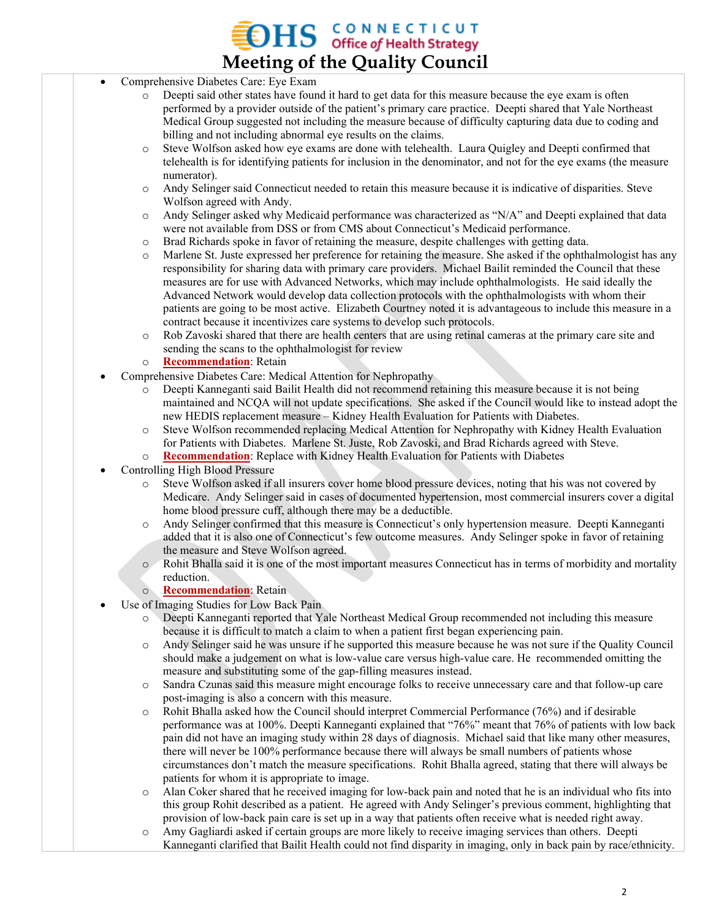- Comprehensive Diabetes Care: Eye Exam
  - Deepti said other states have found it hard to get data for this measure because the eye exam is often performed by a provider outside of the patient's primary care practice. Deepti shared that Yale Northeast Medical Group suggested not including the measure because of difficulty capturing data due to coding and billing and not including abnormal eye results on the claims.
  - Steve Wolfson asked how eye exams are done with telehealth. Laura Quigley and Deepti confirmed that telehealth is for identifying patients for inclusion in the denominator, and not for the eye exams (the measure numerator).
  - Andy Selinger said Connecticut needed to retain this measure because it is indicative of disparities. Steve Wolfson agreed with Andy.
  - Andy Selinger asked why Medicaid performance was characterized as "N/A" and Deepti explained that data were not available from DSS or from CMS about Connecticut's Medicaid performance.
  - Brad Richards spoke in favor of retaining the measure, despite challenges with getting data.
  - Marlene St. Juste expressed her preference for retaining the measure. She asked if the ophthalmologist has any responsibility for sharing data with primary care providers. Michael Bailit reminded the Council that these measures are for use with Advanced Networks, which may include ophthalmologists. He said ideally the Advanced Network would develop data collection protocols with the ophthalmologists with whom their patients are going to be most active. Elizabeth Courtney noted it is advantageous to include this measure in a contract because it incentivizes care systems to develop such protocols.
  - Rob Zavoski shared that there are health centers that are using retinal cameras at the primary care site and sending the scans to the ophthalmologist for review
  - **Recommendation**: Retain
- Comprehensive Diabetes Care: Medical Attention for Nephropathy
  - Deepti Kanneganti said Bailit Health did not recommend retaining this measure because it is not being maintained and NCQA will not update specifications. She asked if the Council would like to instead adopt the new HEDIS replacement measure – Kidney Health Evaluation for Patients with Diabetes.
  - Steve Wolfson recommended replacing Medical Attention for Nephropathy with Kidney Health Evaluation for Patients with Diabetes. Marlene St. Juste, Rob Zavoski, and Brad Richards agreed with Steve.
  - **Recommendation**: Replace with Kidney Health Evaluation for Patients with Diabetes
- Controlling High Blood Pressure
  - Steve Wolfson asked if all insurers cover home blood pressure devices, noting that his was not covered by Medicare. Andy Selinger said in cases of documented hypertension, most commercial insurers cover a digital home blood pressure cuff, although there may be a deductible.
  - Andy Selinger confirmed that this measure is Connecticut's only hypertension measure. Deepti Kanneganti added that it is also one of Connecticut's few outcome measures. Andy Selinger spoke in favor of retaining the measure and Steve Wolfson agreed.
  - Rohit Bhalla said it is one of the most important measures Connecticut has in terms of morbidity and mortality reduction.
  - **Recommendation**: Retain
- Use of Imaging Studies for Low Back Pain
  - Deepti Kanneganti reported that Yale Northeast Medical Group recommended not including this measure because it is difficult to match a claim to when a patient first began experiencing pain.
  - Andy Selinger said he was unsure if he supported this measure because he was not sure if the Quality Council should make a judgement on what is low-value care versus high-value care. He recommended omitting the measure and substituting some of the gap-filling measures instead.
  - Sandra Czunas said this measure might encourage folks to receive unnecessary care and that follow-up care post-imaging is also a concern with this measure.
  - Rohit Bhalla asked how the Council should interpret Commercial Performance (76%) and if desirable performance was at 100%. Deepti Kanneganti explained that "76%" meant that 76% of patients with low back pain did not have an imaging study within 28 days of diagnosis. Michael said that like many other measures, there will never be 100% performance because there will always be small numbers of patients whose circumstances don't match the measure specifications. Rohit Bhalla agreed, stating that there will always be patients for whom it is appropriate to image.
  - Alan Coker shared that he received imaging for low-back pain and noted that he is an individual who fits into this group Rohit described as a patient. He agreed with Andy Selinger's previous comment, highlighting that provision of low-back pain care is set up in a way that patients often receive what is needed right away.
  - Amy Gagliardi asked if certain groups are more likely to receive imaging services than others. Deepti Kanneganti clarified that Bailit Health could not find disparity in imaging, only in back pain by race/ethnicity.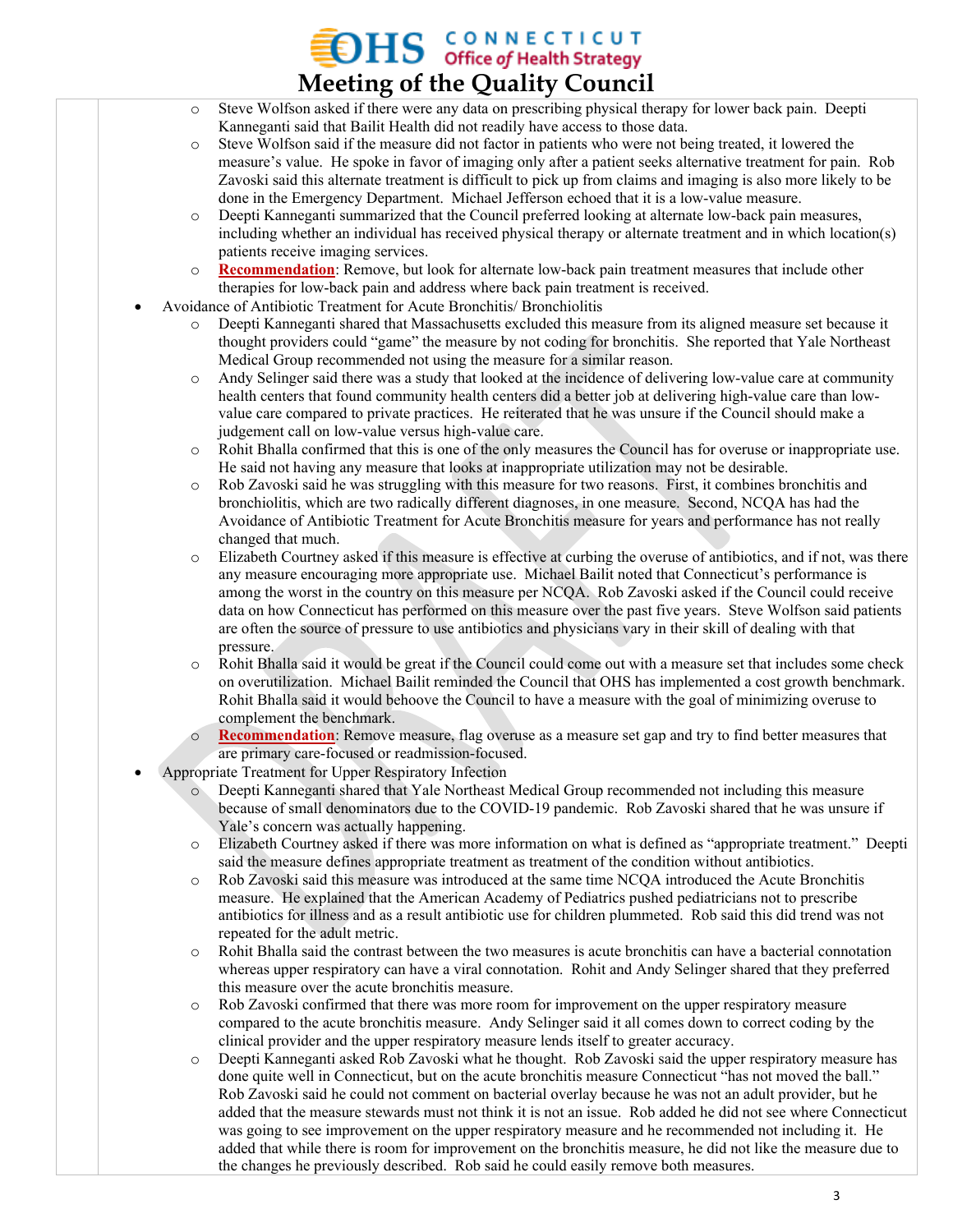- Steve Wolfson asked if there were any data on prescribing physical therapy for lower back pain. Deepti Kanneganti said that Bailit Health did not readily have access to those data.
- Steve Wolfson said if the measure did not factor in patients who were not being treated, it lowered the measure's value. He spoke in favor of imaging only after a patient seeks alternative treatment for pain. Rob Zavoski said this alternate treatment is difficult to pick up from claims and imaging is also more likely to be done in the Emergency Department. Michael Jefferson echoed that it is a low-value measure.
- Deepti Kanneganti summarized that the Council preferred looking at alternate low-back pain measures, including whether an individual has received physical therapy or alternate treatment and in which location(s) patients receive imaging services.
- **Recommendation**: Remove, but look for alternate low-back pain treatment measures that include other therapies for low-back pain and address where back pain treatment is received.

- Avoidance of Antibiotic Treatment for Acute Bronchitis/ Bronchiolitis
  - Deepti Kanneganti shared that Massachusetts excluded this measure from its aligned measure set because it thought providers could "game" the measure by not coding for bronchitis. She reported that Yale Northeast Medical Group recommended not using the measure for a similar reason.
  - Andy Selinger said there was a study that looked at the incidence of delivering low-value care at community health centers that found community health centers did a better job at delivering high-value care than low-value care compared to private practices. He reiterated that he was unsure if the Council should make a judgement call on low-value versus high-value care.
  - Rohit Bhalla confirmed that this is one of the only measures the Council has for overuse or inappropriate use. He said not having any measure that looks at inappropriate utilization may not be desirable.
  - Rob Zavoski said he was struggling with this measure for two reasons. First, it combines bronchitis and bronchiolitis, which are two radically different diagnoses, in one measure. Second, NCQA has had the Avoidance of Antibiotic Treatment for Acute Bronchitis measure for years and performance has not really changed that much.
  - Elizabeth Courtney asked if this measure is effective at curbing the overuse of antibiotics, and if not, was there any measure encouraging more appropriate use. Michael Bailit noted that Connecticut's performance is among the worst in the country on this measure per NCQA. Rob Zavoski asked if the Council could receive data on how Connecticut has performed on this measure over the past five years. Steve Wolfson said patients are often the source of pressure to use antibiotics and physicians vary in their skill of dealing with that pressure.
  - Rohit Bhalla said it would be great if the Council could come out with a measure set that includes some check on overutilization. Michael Bailit reminded the Council that OHS has implemented a cost growth benchmark. Rohit Bhalla said it would behoove the Council to have a measure with the goal of minimizing overuse to complement the benchmark.
  - **Recommendation**: Remove measure, flag overuse as a measure set gap and try to find better measures that are primary care-focused or readmission-focused.
- Appropriate Treatment for Upper Respiratory Infection
  - Deepti Kanneganti shared that Yale Northeast Medical Group recommended not including this measure because of small denominators due to the COVID-19 pandemic. Rob Zavoski shared that he was unsure if Yale's concern was actually happening.
  - Elizabeth Courtney asked if there was more information on what is defined as "appropriate treatment." Deepti said the measure defines appropriate treatment as treatment of the condition without antibiotics.
  - Rob Zavoski said this measure was introduced at the same time NCQA introduced the Acute Bronchitis measure. He explained that the American Academy of Pediatrics pushed pediatricians not to prescribe antibiotics for illness and as a result antibiotic use for children plummeted. Rob said this did trend was not repeated for the adult metric.
  - Rohit Bhalla said the contrast between the two measures is acute bronchitis can have a bacterial connotation whereas upper respiratory can have a viral connotation. Rohit and Andy Selinger shared that they preferred this measure over the acute bronchitis measure.
  - Rob Zavoski confirmed that there was more room for improvement on the upper respiratory measure compared to the acute bronchitis measure. Andy Selinger said it all comes down to correct coding by the clinical provider and the upper respiratory measure lends itself to greater accuracy.
  - Deepti Kanneganti asked Rob Zavoski what he thought. Rob Zavoski said the upper respiratory measure has done quite well in Connecticut, but on the acute bronchitis measure Connecticut "has not moved the ball." Rob Zavoski said he could not comment on bacterial overlay because he was not an adult provider, but he added that the measure stewards must not think it is not an issue. Rob added he did not see where Connecticut was going to see improvement on the upper respiratory measure and he recommended not including it. He added that while there is room for improvement on the bronchitis measure, he did not like the measure due to the changes he previously described. Rob said he could easily remove both measures.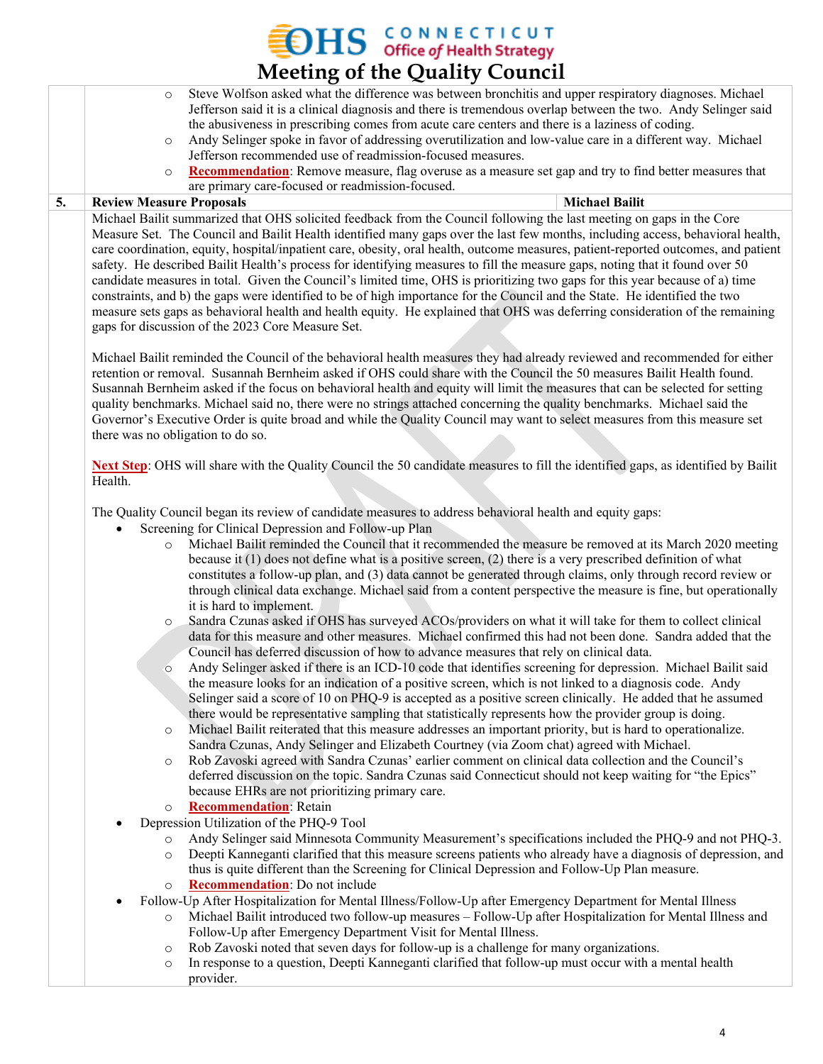- Steve Wolfson asked what the difference was between bronchitis and upper respiratory diagnoses. Michael Jefferson said it is a clinical diagnosis and there is tremendous overlap between the two. Andy Selinger said the abusiveness in prescribing comes from acute care centers and there is a laziness of coding.
- Andy Selinger spoke in favor of addressing overutilization and low-value care in a different way. Michael Jefferson recommended use of readmission-focused measures.
- **Recommendation**: Remove measure, flag overuse as a measure set gap and try to find better measures that are primary care-focused or readmission-focused.

| 5. | Review Measure Proposals | Michael Bailit |
|---|---|---|

Michael Bailit summarized that OHS solicited feedback from the Council following the last meeting on gaps in the Core Measure Set. The Council and Bailit Health identified many gaps over the last few months, including access, behavioral health, care coordination, equity, hospital/inpatient care, obesity, oral health, outcome measures, patient-reported outcomes, and patient safety. He described Bailit Health's process for identifying measures to fill the measure gaps, noting that it found over 50 candidate measures in total. Given the Council's limited time, OHS is prioritizing two gaps for this year because of a) time constraints, and b) the gaps were identified to be of high importance for the Council and the State. He identified the two measure sets gaps as behavioral health and health equity. He explained that OHS was deferring consideration of the remaining gaps for discussion of the 2023 Core Measure Set.

Michael Bailit reminded the Council of the behavioral health measures they had already reviewed and recommended for either retention or removal. Susannah Bernheim asked if OHS could share with the Council the 50 measures Bailit Health found. Susannah Bernheim asked if the focus on behavioral health and equity will limit the measures that can be selected for setting quality benchmarks. Michael said no, there were no strings attached concerning the quality benchmarks. Michael said the Governor's Executive Order is quite broad and while the Quality Council may want to select measures from this measure set there was no obligation to do so.

**Next Step**: OHS will share with the Quality Council the 50 candidate measures to fill the identified gaps, as identified by Bailit Health.

The Quality Council began its review of candidate measures to address behavioral health and equity gaps:

- Screening for Clinical Depression and Follow-up Plan
  - Michael Bailit reminded the Council that it recommended the measure be removed at its March 2020 meeting because it (1) does not define what is a positive screen, (2) there is a very prescribed definition of what constitutes a follow-up plan, and (3) data cannot be generated through claims, only through record review or through clinical data exchange. Michael said from a content perspective the measure is fine, but operationally it is hard to implement.
  - Sandra Czunas asked if OHS has surveyed ACOs/providers on what it will take for them to collect clinical data for this measure and other measures. Michael confirmed this had not been done. Sandra added that the Council has deferred discussion of how to advance measures that rely on clinical data.
  - Andy Selinger asked if there is an ICD-10 code that identifies screening for depression. Michael Bailit said the measure looks for an indication of a positive screen, which is not linked to a diagnosis code. Andy Selinger said a score of 10 on PHQ-9 is accepted as a positive screen clinically. He added that he assumed there would be representative sampling that statistically represents how the provider group is doing.
  - Michael Bailit reiterated that this measure addresses an important priority, but is hard to operationalize. Sandra Czunas, Andy Selinger and Elizabeth Courtney (via Zoom chat) agreed with Michael.
  - Rob Zavoski agreed with Sandra Czunas' earlier comment on clinical data collection and the Council's deferred discussion on the topic. Sandra Czunas said Connecticut should not keep waiting for "the Epics" because EHRs are not prioritizing primary care.
  - **Recommendation**: Retain
- Depression Utilization of the PHQ-9 Tool
  - Andy Selinger said Minnesota Community Measurement's specifications included the PHQ-9 and not PHQ-3.
  - Deepti Kanneganti clarified that this measure screens patients who already have a diagnosis of depression, and thus is quite different than the Screening for Clinical Depression and Follow-Up Plan measure.
  - **Recommendation**: Do not include
- Follow-Up After Hospitalization for Mental Illness/Follow-Up after Emergency Department for Mental Illness
  - Michael Bailit introduced two follow-up measures – Follow-Up after Hospitalization for Mental Illness and Follow-Up after Emergency Department Visit for Mental Illness.
  - Rob Zavoski noted that seven days for follow-up is a challenge for many organizations.
  - In response to a question, Deepti Kanneganti clarified that follow-up must occur with a mental health provider.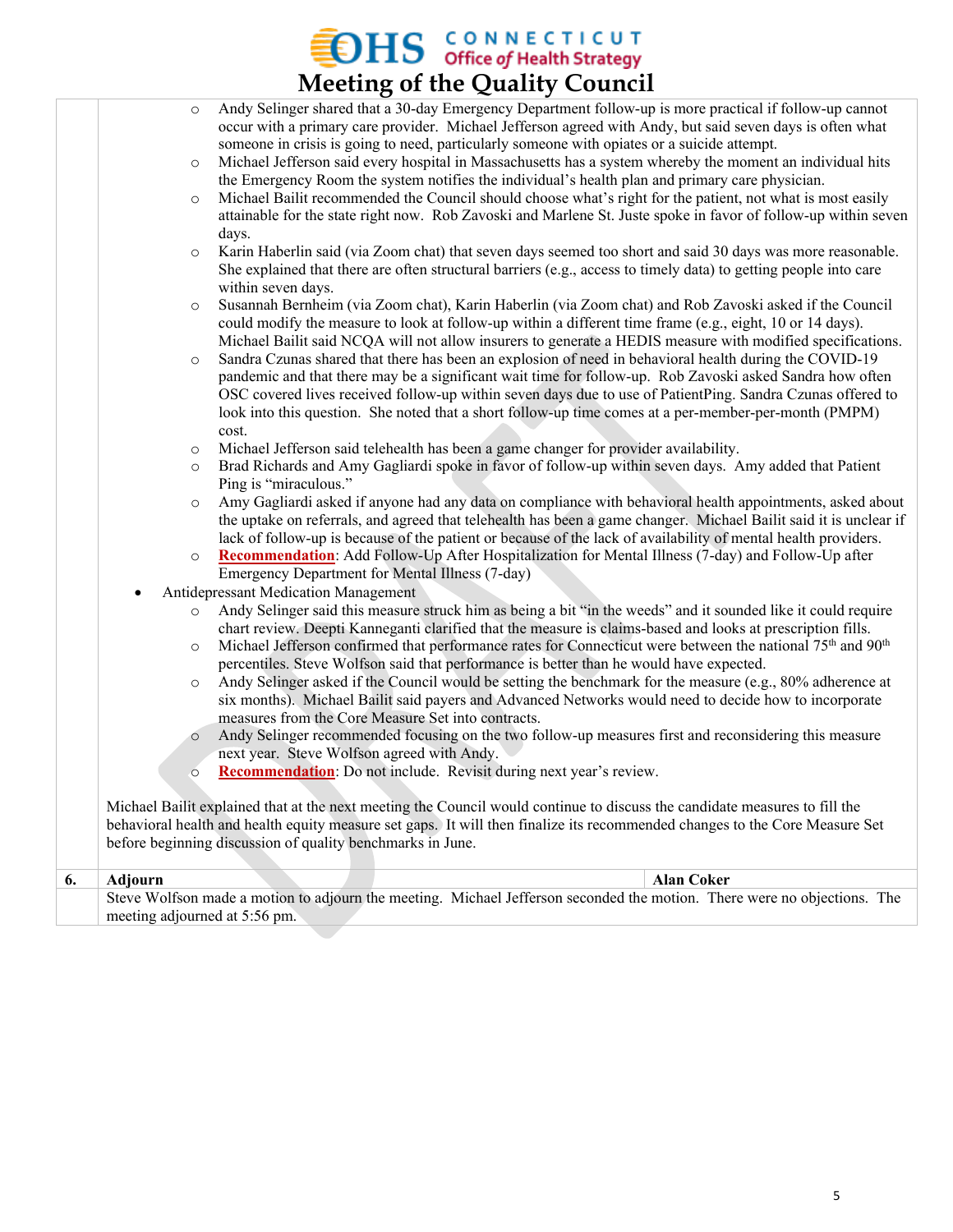- Andy Selinger shared that a 30-day Emergency Department follow-up is more practical if follow-up cannot occur with a primary care provider. Michael Jefferson agreed with Andy, but said seven days is often what someone in crisis is going to need, particularly someone with opiates or a suicide attempt.
- Michael Jefferson said every hospital in Massachusetts has a system whereby the moment an individual hits the Emergency Room the system notifies the individual's health plan and primary care physician.
- Michael Bailit recommended the Council should choose what's right for the patient, not what is most easily attainable for the state right now. Rob Zavoski and Marlene St. Juste spoke in favor of follow-up within seven days.
- Karin Haberlin said (via Zoom chat) that seven days seemed too short and said 30 days was more reasonable. She explained that there are often structural barriers (e.g., access to timely data) to getting people into care within seven days.
- Susannah Bernheim (via Zoom chat), Karin Haberlin (via Zoom chat) and Rob Zavoski asked if the Council could modify the measure to look at follow-up within a different time frame (e.g., eight, 10 or 14 days). Michael Bailit said NCQA will not allow insurers to generate a HEDIS measure with modified specifications.
- Sandra Czunas shared that there has been an explosion of need in behavioral health during the COVID-19 pandemic and that there may be a significant wait time for follow-up. Rob Zavoski asked Sandra how often OSC covered lives received follow-up within seven days due to use of PatientPing. Sandra Czunas offered to look into this question. She noted that a short follow-up time comes at a per-member-per-month (PMPM) cost.
- Michael Jefferson said telehealth has been a game changer for provider availability.
- Brad Richards and Amy Gagliardi spoke in favor of follow-up within seven days. Amy added that Patient Ping is "miraculous."
- Amy Gagliardi asked if anyone had any data on compliance with behavioral health appointments, asked about the uptake on referrals, and agreed that telehealth has been a game changer. Michael Bailit said it is unclear if lack of follow-up is because of the patient or because of the lack of availability of mental health providers.
- **Recommendation**: Add Follow-Up After Hospitalization for Mental Illness (7-day) and Follow-Up after Emergency Department for Mental Illness (7-day)

* Antidepressant Medication Management
  - Andy Selinger said this measure struck him as being a bit "in the weeds" and it sounded like it could require chart review. Deepti Kanneganti clarified that the measure is claims-based and looks at prescription fills.
  - Michael Jefferson confirmed that performance rates for Connecticut were between the national 75th and 90th percentiles. Steve Wolfson said that performance is better than he would have expected.
  - Andy Selinger asked if the Council would be setting the benchmark for the measure (e.g., 80% adherence at six months). Michael Bailit said payers and Advanced Networks would need to decide how to incorporate measures from the Core Measure Set into contracts.
  - Andy Selinger recommended focusing on the two follow-up measures first and reconsidering this measure next year. Steve Wolfson agreed with Andy.
  - **Recommendation**: Do not include. Revisit during next year's review.

Michael Bailit explained that at the next meeting the Council would continue to discuss the candidate measures to fill the behavioral health and health equity measure set gaps. It will then finalize its recommended changes to the Core Measure Set before beginning discussion of quality benchmarks in June.

| | | |
|---|---|---|
| **6.** | **Adjourn** | **Alan Coker** |
| | Steve Wolfson made a motion to adjourn the meeting. Michael Jefferson seconded the motion. There were no objections. The meeting adjourned at 5:56 pm. | |